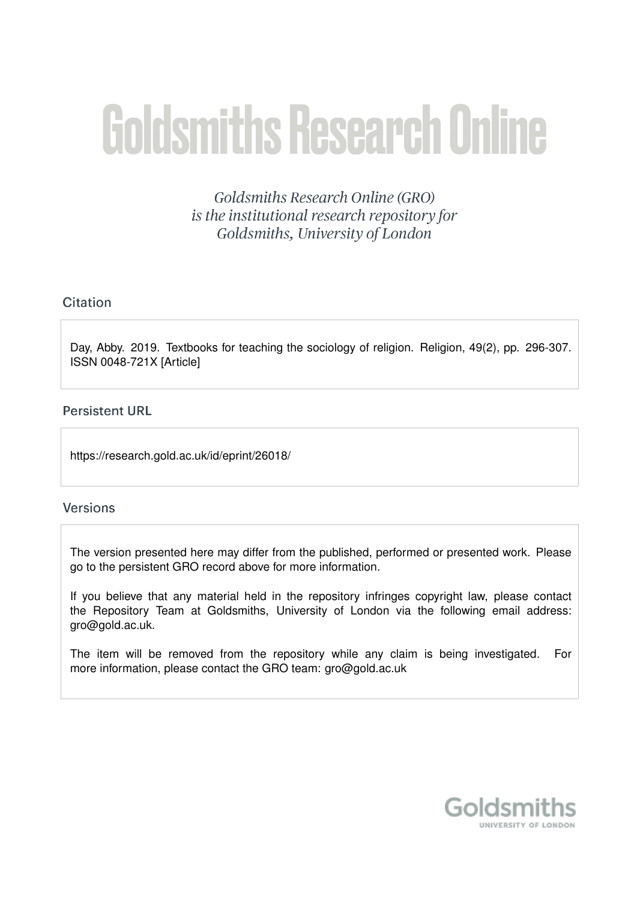# Goldsmiths Research Online

*Goldsmiths Research Online (GRO) is the institutional research repository for Goldsmiths, University of London*

## Citation

Day, Abby. 2019. Textbooks for teaching the sociology of religion. Religion, 49(2), pp. 296-307. ISSN 0048-721X [Article]

## Persistent URL

https://research.gold.ac.uk/id/eprint/26018/

## Versions

The version presented here may differ from the published, performed or presented work. Please go to the persistent GRO record above for more information.

If you believe that any material held in the repository infringes copyright law, please contact the Repository Team at Goldsmiths, University of London via the following email address: gro@gold.ac.uk.

The item will be removed from the repository while any claim is being investigated. For more information, please contact the GRO team: gro@gold.ac.uk

Goldsmiths
UNIVERSITY OF LONDON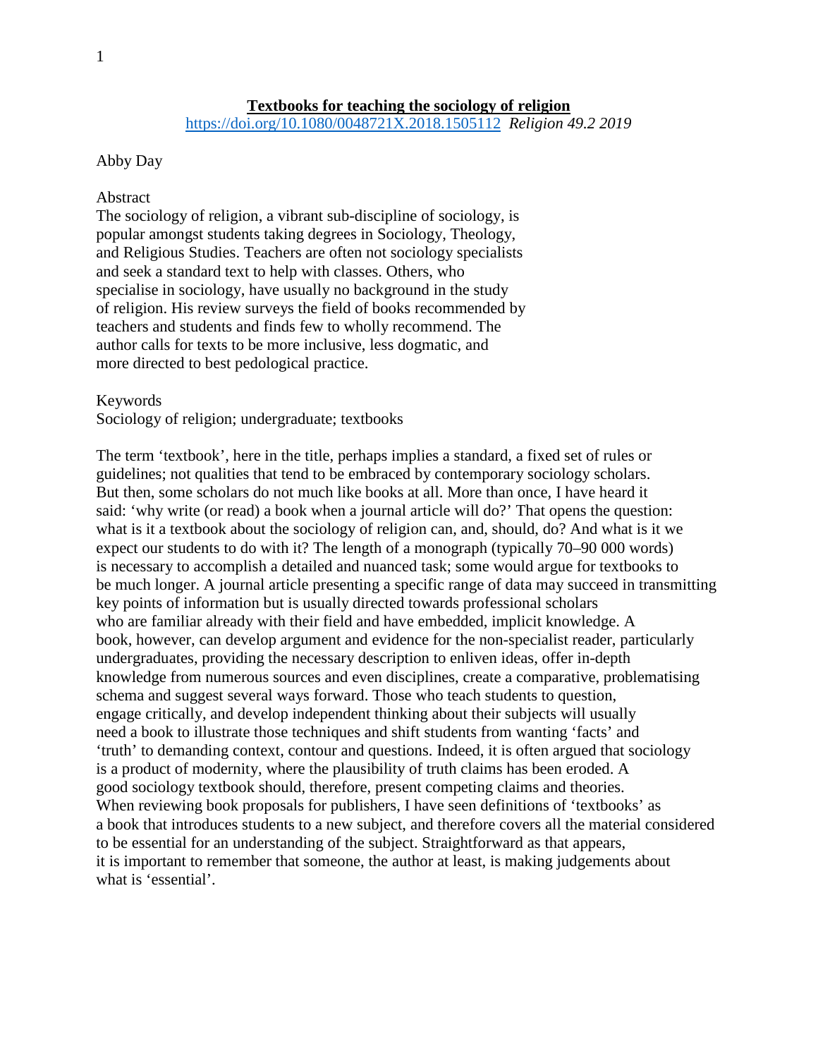**Textbooks for teaching the sociology of religion**

https://doi.org/10.1080/0048721X.2018.1505112 *Religion 49.2 2019*

Abby Day

Abstract

The sociology of religion, a vibrant sub-discipline of sociology, is popular amongst students taking degrees in Sociology, Theology, and Religious Studies. Teachers are often not sociology specialists and seek a standard text to help with classes. Others, who specialise in sociology, have usually no background in the study of religion. His review surveys the field of books recommended by teachers and students and finds few to wholly recommend. The author calls for texts to be more inclusive, less dogmatic, and more directed to best pedological practice.

Keywords

Sociology of religion; undergraduate; textbooks

The term 'textbook', here in the title, perhaps implies a standard, a fixed set of rules or guidelines; not qualities that tend to be embraced by contemporary sociology scholars. But then, some scholars do not much like books at all. More than once, I have heard it said: 'why write (or read) a book when a journal article will do?' That opens the question: what is it a textbook about the sociology of religion can, and, should, do? And what is it we expect our students to do with it? The length of a monograph (typically 70–90 000 words) is necessary to accomplish a detailed and nuanced task; some would argue for textbooks to be much longer. A journal article presenting a specific range of data may succeed in transmitting key points of information but is usually directed towards professional scholars who are familiar already with their field and have embedded, implicit knowledge. A book, however, can develop argument and evidence for the non-specialist reader, particularly undergraduates, providing the necessary description to enliven ideas, offer in-depth knowledge from numerous sources and even disciplines, create a comparative, problematising schema and suggest several ways forward. Those who teach students to question, engage critically, and develop independent thinking about their subjects will usually need a book to illustrate those techniques and shift students from wanting 'facts' and 'truth' to demanding context, contour and questions. Indeed, it is often argued that sociology is a product of modernity, where the plausibility of truth claims has been eroded. A good sociology textbook should, therefore, present competing claims and theories. When reviewing book proposals for publishers, I have seen definitions of 'textbooks' as a book that introduces students to a new subject, and therefore covers all the material considered to be essential for an understanding of the subject. Straightforward as that appears, it is important to remember that someone, the author at least, is making judgements about what is 'essential'.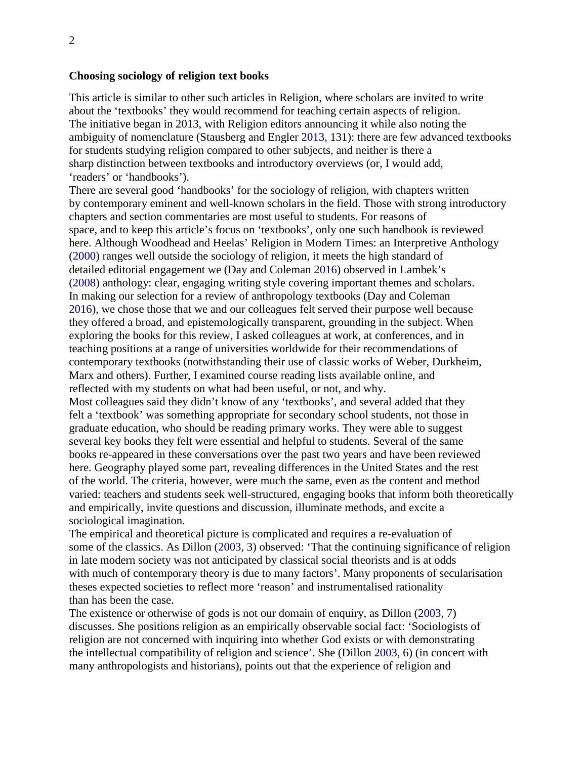## Choosing sociology of religion text books

This article is similar to other such articles in Religion, where scholars are invited to write about the 'textbooks' they would recommend for teaching certain aspects of religion. The initiative began in 2013, with Religion editors announcing it while also noting the ambiguity of nomenclature (Stausberg and Engler 2013, 131): there are few advanced textbooks for students studying religion compared to other subjects, and neither is there a sharp distinction between textbooks and introductory overviews (or, I would add, 'readers' or 'handbooks').

There are several good 'handbooks' for the sociology of religion, with chapters written by contemporary eminent and well-known scholars in the field. Those with strong introductory chapters and section commentaries are most useful to students. For reasons of space, and to keep this article's focus on 'textbooks', only one such handbook is reviewed here. Although Woodhead and Heelas' Religion in Modern Times: an Interpretive Anthology (2000) ranges well outside the sociology of religion, it meets the high standard of detailed editorial engagement we (Day and Coleman 2016) observed in Lambek's (2008) anthology: clear, engaging writing style covering important themes and scholars. In making our selection for a review of anthropology textbooks (Day and Coleman 2016), we chose those that we and our colleagues felt served their purpose well because they offered a broad, and epistemologically transparent, grounding in the subject. When exploring the books for this review, I asked colleagues at work, at conferences, and in teaching positions at a range of universities worldwide for their recommendations of contemporary textbooks (notwithstanding their use of classic works of Weber, Durkheim, Marx and others). Further, I examined course reading lists available online, and reflected with my students on what had been useful, or not, and why.

Most colleagues said they didn't know of any 'textbooks', and several added that they felt a 'textbook' was something appropriate for secondary school students, not those in graduate education, who should be reading primary works. They were able to suggest several key books they felt were essential and helpful to students. Several of the same books re-appeared in these conversations over the past two years and have been reviewed here. Geography played some part, revealing differences in the United States and the rest of the world. The criteria, however, were much the same, even as the content and method varied: teachers and students seek well-structured, engaging books that inform both theoretically and empirically, invite questions and discussion, illuminate methods, and excite a sociological imagination.

The empirical and theoretical picture is complicated and requires a re-evaluation of some of the classics. As Dillon (2003, 3) observed: 'That the continuing significance of religion in late modern society was not anticipated by classical social theorists and is at odds with much of contemporary theory is due to many factors'. Many proponents of secularisation theses expected societies to reflect more 'reason' and instrumentalised rationality than has been the case.

The existence or otherwise of gods is not our domain of enquiry, as Dillon (2003, 7) discusses. She positions religion as an empirically observable social fact: 'Sociologists of religion are not concerned with inquiring into whether God exists or with demonstrating the intellectual compatibility of religion and science'. She (Dillon 2003, 6) (in concert with many anthropologists and historians), points out that the experience of religion and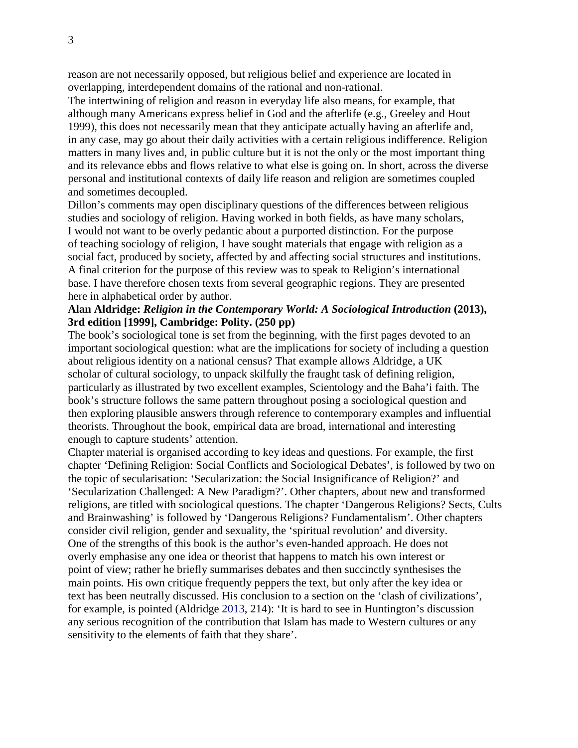reason are not necessarily opposed, but religious belief and experience are located in overlapping, interdependent domains of the rational and non-rational.

The intertwining of religion and reason in everyday life also means, for example, that although many Americans express belief in God and the afterlife (e.g., Greeley and Hout 1999), this does not necessarily mean that they anticipate actually having an afterlife and, in any case, may go about their daily activities with a certain religious indifference. Religion matters in many lives and, in public culture but it is not the only or the most important thing and its relevance ebbs and flows relative to what else is going on. In short, across the diverse personal and institutional contexts of daily life reason and religion are sometimes coupled and sometimes decoupled.

Dillon's comments may open disciplinary questions of the differences between religious studies and sociology of religion. Having worked in both fields, as have many scholars, I would not want to be overly pedantic about a purported distinction. For the purpose of teaching sociology of religion, I have sought materials that engage with religion as a social fact, produced by society, affected by and affecting social structures and institutions. A final criterion for the purpose of this review was to speak to Religion's international base. I have therefore chosen texts from several geographic regions. They are presented here in alphabetical order by author.

**Alan Aldridge: *Religion in the Contemporary World: A Sociological Introduction* (2013), 3rd edition [1999], Cambridge: Polity. (250 pp)**

The book's sociological tone is set from the beginning, with the first pages devoted to an important sociological question: what are the implications for society of including a question about religious identity on a national census? That example allows Aldridge, a UK scholar of cultural sociology, to unpack skilfully the fraught task of defining religion, particularly as illustrated by two excellent examples, Scientology and the Baha'i faith. The book's structure follows the same pattern throughout posing a sociological question and then exploring plausible answers through reference to contemporary examples and influential theorists. Throughout the book, empirical data are broad, international and interesting enough to capture students' attention.

Chapter material is organised according to key ideas and questions. For example, the first chapter 'Defining Religion: Social Conflicts and Sociological Debates', is followed by two on the topic of secularisation: 'Secularization: the Social Insignificance of Religion?' and 'Secularization Challenged: A New Paradigm?'. Other chapters, about new and transformed religions, are titled with sociological questions. The chapter 'Dangerous Religions? Sects, Cults and Brainwashing' is followed by 'Dangerous Religions? Fundamentalism'. Other chapters consider civil religion, gender and sexuality, the 'spiritual revolution' and diversity.

One of the strengths of this book is the author's even-handed approach. He does not overly emphasise any one idea or theorist that happens to match his own interest or point of view; rather he briefly summarises debates and then succinctly synthesises the main points. His own critique frequently peppers the text, but only after the key idea or text has been neutrally discussed. His conclusion to a section on the 'clash of civilizations', for example, is pointed (Aldridge 2013, 214): 'It is hard to see in Huntington's discussion any serious recognition of the contribution that Islam has made to Western cultures or any sensitivity to the elements of faith that they share'.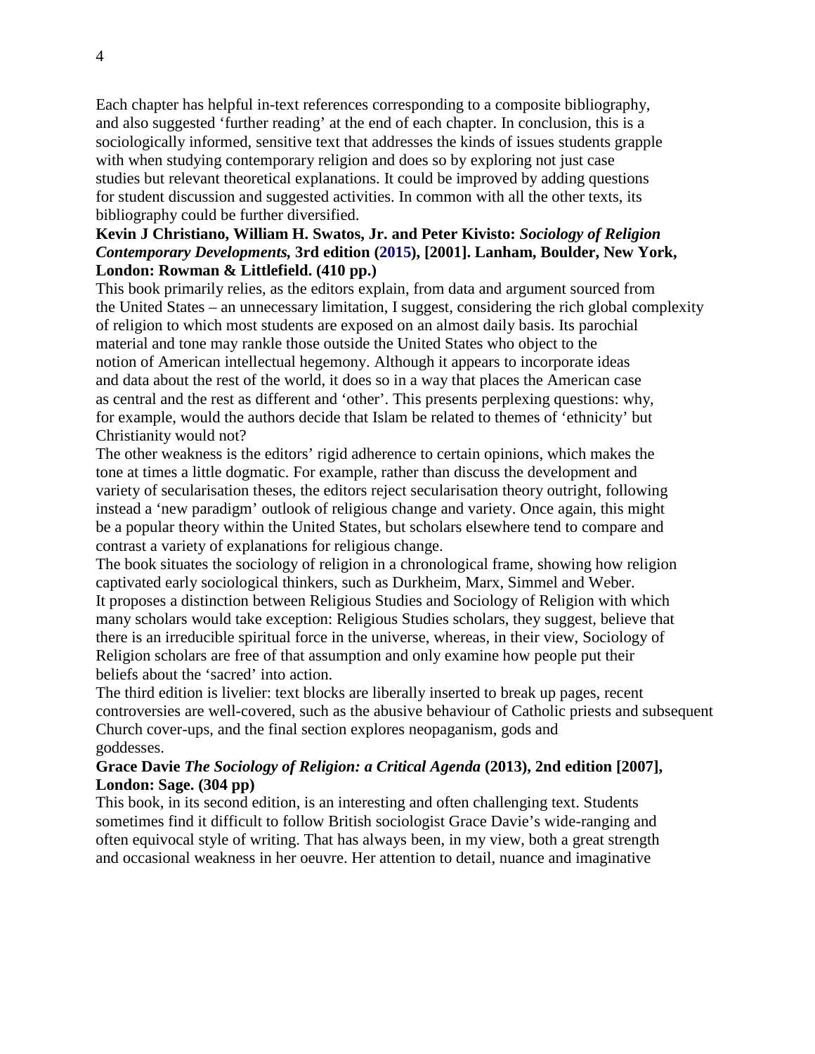Each chapter has helpful in-text references corresponding to a composite bibliography, and also suggested 'further reading' at the end of each chapter. In conclusion, this is a sociologically informed, sensitive text that addresses the kinds of issues students grapple with when studying contemporary religion and does so by exploring not just case studies but relevant theoretical explanations. It could be improved by adding questions for student discussion and suggested activities. In common with all the other texts, its bibliography could be further diversified.

**Kevin J Christiano, William H. Swatos, Jr. and Peter Kivisto: *Sociology of Religion Contemporary Developments,* 3rd edition (2015), [2001]. Lanham, Boulder, New York, London: Rowman & Littlefield. (410 pp.)**

This book primarily relies, as the editors explain, from data and argument sourced from the United States – an unnecessary limitation, I suggest, considering the rich global complexity of religion to which most students are exposed on an almost daily basis. Its parochial material and tone may rankle those outside the United States who object to the notion of American intellectual hegemony. Although it appears to incorporate ideas and data about the rest of the world, it does so in a way that places the American case as central and the rest as different and 'other'. This presents perplexing questions: why, for example, would the authors decide that Islam be related to themes of 'ethnicity' but Christianity would not?

The other weakness is the editors' rigid adherence to certain opinions, which makes the tone at times a little dogmatic. For example, rather than discuss the development and variety of secularisation theses, the editors reject secularisation theory outright, following instead a 'new paradigm' outlook of religious change and variety. Once again, this might be a popular theory within the United States, but scholars elsewhere tend to compare and contrast a variety of explanations for religious change.

The book situates the sociology of religion in a chronological frame, showing how religion captivated early sociological thinkers, such as Durkheim, Marx, Simmel and Weber. It proposes a distinction between Religious Studies and Sociology of Religion with which many scholars would take exception: Religious Studies scholars, they suggest, believe that there is an irreducible spiritual force in the universe, whereas, in their view, Sociology of Religion scholars are free of that assumption and only examine how people put their beliefs about the 'sacred' into action.

The third edition is livelier: text blocks are liberally inserted to break up pages, recent controversies are well-covered, such as the abusive behaviour of Catholic priests and subsequent Church cover-ups, and the final section explores neopaganism, gods and goddesses.

**Grace Davie *The Sociology of Religion: a Critical Agenda* (2013), 2nd edition [2007], London: Sage. (304 pp)**

This book, in its second edition, is an interesting and often challenging text. Students sometimes find it difficult to follow British sociologist Grace Davie's wide-ranging and often equivocal style of writing. That has always been, in my view, both a great strength and occasional weakness in her oeuvre. Her attention to detail, nuance and imaginative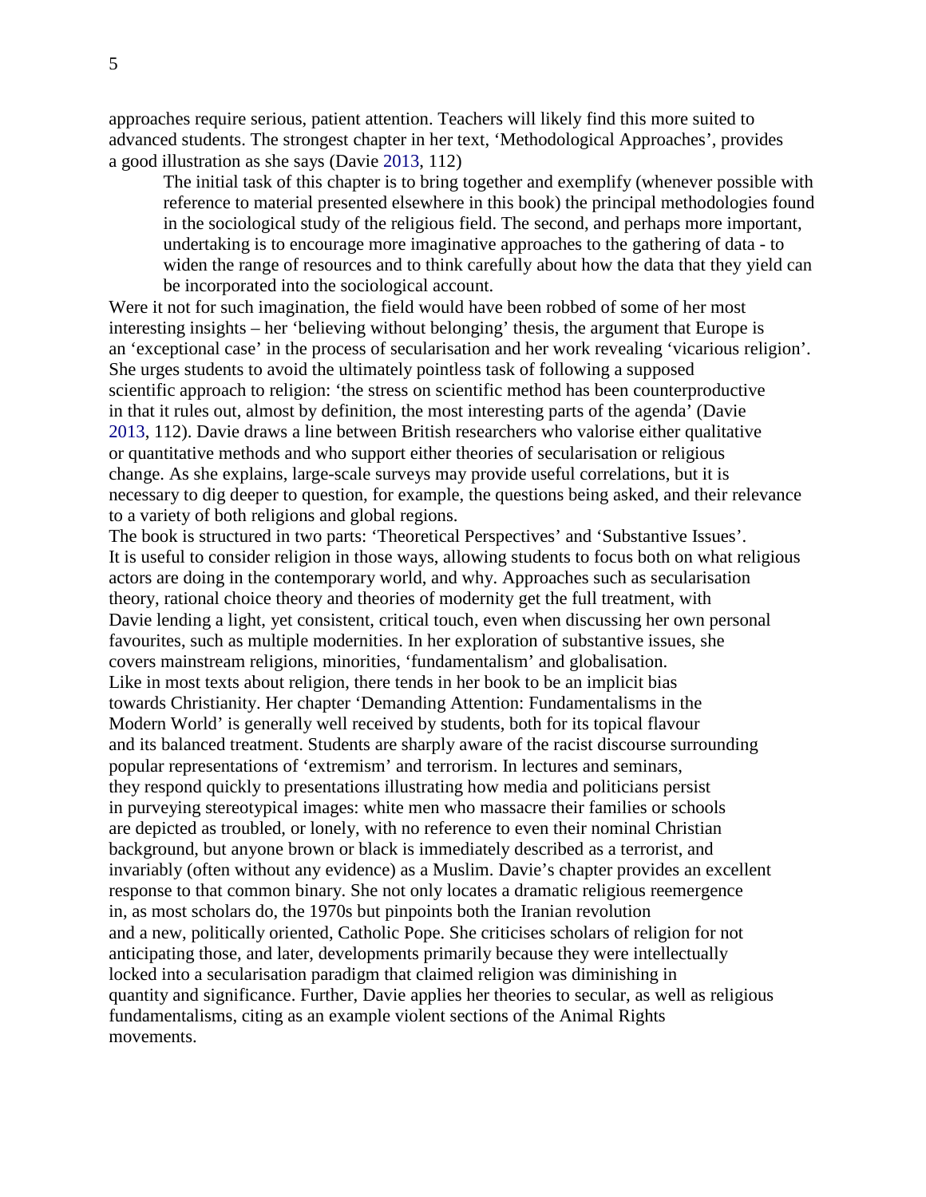approaches require serious, patient attention. Teachers will likely find this more suited to advanced students. The strongest chapter in her text, 'Methodological Approaches', provides a good illustration as she says (Davie 2013, 112)

> The initial task of this chapter is to bring together and exemplify (whenever possible with reference to material presented elsewhere in this book) the principal methodologies found in the sociological study of the religious field. The second, and perhaps more important, undertaking is to encourage more imaginative approaches to the gathering of data - to widen the range of resources and to think carefully about how the data that they yield can be incorporated into the sociological account.

Were it not for such imagination, the field would have been robbed of some of her most interesting insights – her 'believing without belonging' thesis, the argument that Europe is an 'exceptional case' in the process of secularisation and her work revealing 'vicarious religion'. She urges students to avoid the ultimately pointless task of following a supposed scientific approach to religion: 'the stress on scientific method has been counterproductive in that it rules out, almost by definition, the most interesting parts of the agenda' (Davie 2013, 112). Davie draws a line between British researchers who valorise either qualitative or quantitative methods and who support either theories of secularisation or religious change. As she explains, large-scale surveys may provide useful correlations, but it is necessary to dig deeper to question, for example, the questions being asked, and their relevance to a variety of both religions and global regions.

The book is structured in two parts: 'Theoretical Perspectives' and 'Substantive Issues'. It is useful to consider religion in those ways, allowing students to focus both on what religious actors are doing in the contemporary world, and why. Approaches such as secularisation theory, rational choice theory and theories of modernity get the full treatment, with Davie lending a light, yet consistent, critical touch, even when discussing her own personal favourites, such as multiple modernities. In her exploration of substantive issues, she covers mainstream religions, minorities, 'fundamentalism' and globalisation.

Like in most texts about religion, there tends in her book to be an implicit bias towards Christianity. Her chapter 'Demanding Attention: Fundamentalisms in the Modern World' is generally well received by students, both for its topical flavour and its balanced treatment. Students are sharply aware of the racist discourse surrounding popular representations of 'extremism' and terrorism. In lectures and seminars, they respond quickly to presentations illustrating how media and politicians persist in purveying stereotypical images: white men who massacre their families or schools are depicted as troubled, or lonely, with no reference to even their nominal Christian background, but anyone brown or black is immediately described as a terrorist, and invariably (often without any evidence) as a Muslim. Davie's chapter provides an excellent response to that common binary. She not only locates a dramatic religious reemergence in, as most scholars do, the 1970s but pinpoints both the Iranian revolution and a new, politically oriented, Catholic Pope. She criticises scholars of religion for not anticipating those, and later, developments primarily because they were intellectually locked into a secularisation paradigm that claimed religion was diminishing in quantity and significance. Further, Davie applies her theories to secular, as well as religious fundamentalisms, citing as an example violent sections of the Animal Rights movements.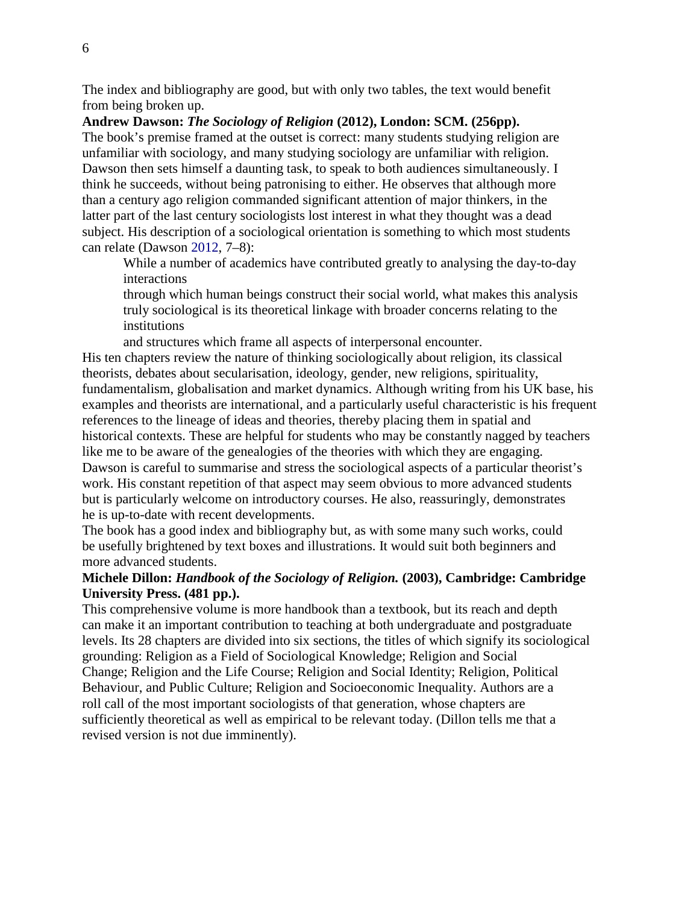The index and bibliography are good, but with only two tables, the text would benefit from being broken up.

**Andrew Dawson: *The Sociology of Religion* (2012), London: SCM. (256pp).**

The book's premise framed at the outset is correct: many students studying religion are unfamiliar with sociology, and many studying sociology are unfamiliar with religion. Dawson then sets himself a daunting task, to speak to both audiences simultaneously. I think he succeeds, without being patronising to either. He observes that although more than a century ago religion commanded significant attention of major thinkers, in the latter part of the last century sociologists lost interest in what they thought was a dead subject. His description of a sociological orientation is something to which most students can relate (Dawson 2012, 7–8):

> While a number of academics have contributed greatly to analysing the day-to-day interactions through which human beings construct their social world, what makes this analysis truly sociological is its theoretical linkage with broader concerns relating to the institutions and structures which frame all aspects of interpersonal encounter.

His ten chapters review the nature of thinking sociologically about religion, its classical theorists, debates about secularisation, ideology, gender, new religions, spirituality, fundamentalism, globalisation and market dynamics. Although writing from his UK base, his examples and theorists are international, and a particularly useful characteristic is his frequent references to the lineage of ideas and theories, thereby placing them in spatial and historical contexts. These are helpful for students who may be constantly nagged by teachers like me to be aware of the genealogies of the theories with which they are engaging. Dawson is careful to summarise and stress the sociological aspects of a particular theorist's work. His constant repetition of that aspect may seem obvious to more advanced students but is particularly welcome on introductory courses. He also, reassuringly, demonstrates he is up-to-date with recent developments.

The book has a good index and bibliography but, as with some many such works, could be usefully brightened by text boxes and illustrations. It would suit both beginners and more advanced students.

**Michele Dillon: *Handbook of the Sociology of Religion.* (2003), Cambridge: Cambridge University Press. (481 pp.).**

This comprehensive volume is more handbook than a textbook, but its reach and depth can make it an important contribution to teaching at both undergraduate and postgraduate levels. Its 28 chapters are divided into six sections, the titles of which signify its sociological grounding: Religion as a Field of Sociological Knowledge; Religion and Social Change; Religion and the Life Course; Religion and Social Identity; Religion, Political Behaviour, and Public Culture; Religion and Socioeconomic Inequality. Authors are a roll call of the most important sociologists of that generation, whose chapters are sufficiently theoretical as well as empirical to be relevant today. (Dillon tells me that a revised version is not due imminently).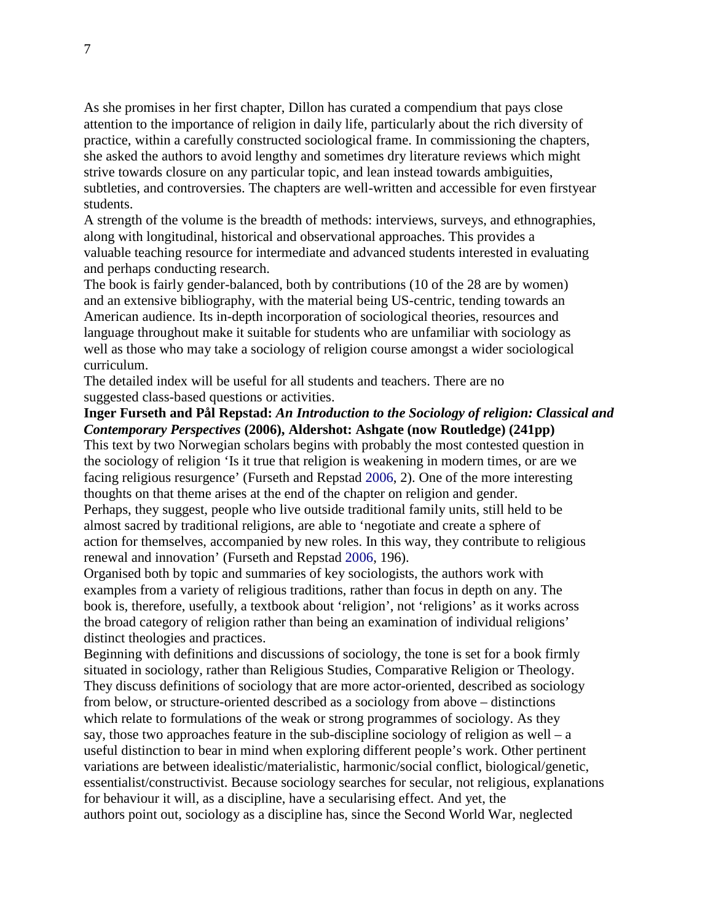As she promises in her first chapter, Dillon has curated a compendium that pays close attention to the importance of religion in daily life, particularly about the rich diversity of practice, within a carefully constructed sociological frame. In commissioning the chapters, she asked the authors to avoid lengthy and sometimes dry literature reviews which might strive towards closure on any particular topic, and lean instead towards ambiguities, subtleties, and controversies. The chapters are well-written and accessible for even firstyear students.

A strength of the volume is the breadth of methods: interviews, surveys, and ethnographies, along with longitudinal, historical and observational approaches. This provides a valuable teaching resource for intermediate and advanced students interested in evaluating and perhaps conducting research.

The book is fairly gender-balanced, both by contributions (10 of the 28 are by women) and an extensive bibliography, with the material being US-centric, tending towards an American audience. Its in-depth incorporation of sociological theories, resources and language throughout make it suitable for students who are unfamiliar with sociology as well as those who may take a sociology of religion course amongst a wider sociological curriculum.

The detailed index will be useful for all students and teachers. There are no suggested class-based questions or activities.

**Inger Furseth and Pål Repstad: *An Introduction to the Sociology of religion: Classical and Contemporary Perspectives* (2006), Aldershot: Ashgate (now Routledge) (241pp)**

This text by two Norwegian scholars begins with probably the most contested question in the sociology of religion 'Is it true that religion is weakening in modern times, or are we facing religious resurgence' (Furseth and Repstad 2006, 2). One of the more interesting thoughts on that theme arises at the end of the chapter on religion and gender. Perhaps, they suggest, people who live outside traditional family units, still held to be almost sacred by traditional religions, are able to 'negotiate and create a sphere of action for themselves, accompanied by new roles. In this way, they contribute to religious renewal and innovation' (Furseth and Repstad 2006, 196).

Organised both by topic and summaries of key sociologists, the authors work with examples from a variety of religious traditions, rather than focus in depth on any. The book is, therefore, usefully, a textbook about 'religion', not 'religions' as it works across the broad category of religion rather than being an examination of individual religions' distinct theologies and practices.

Beginning with definitions and discussions of sociology, the tone is set for a book firmly situated in sociology, rather than Religious Studies, Comparative Religion or Theology. They discuss definitions of sociology that are more actor-oriented, described as sociology from below, or structure-oriented described as a sociology from above – distinctions which relate to formulations of the weak or strong programmes of sociology. As they say, those two approaches feature in the sub-discipline sociology of religion as well – a useful distinction to bear in mind when exploring different people's work. Other pertinent variations are between idealistic/materialistic, harmonic/social conflict, biological/genetic, essentialist/constructivist. Because sociology searches for secular, not religious, explanations for behaviour it will, as a discipline, have a secularising effect. And yet, the authors point out, sociology as a discipline has, since the Second World War, neglected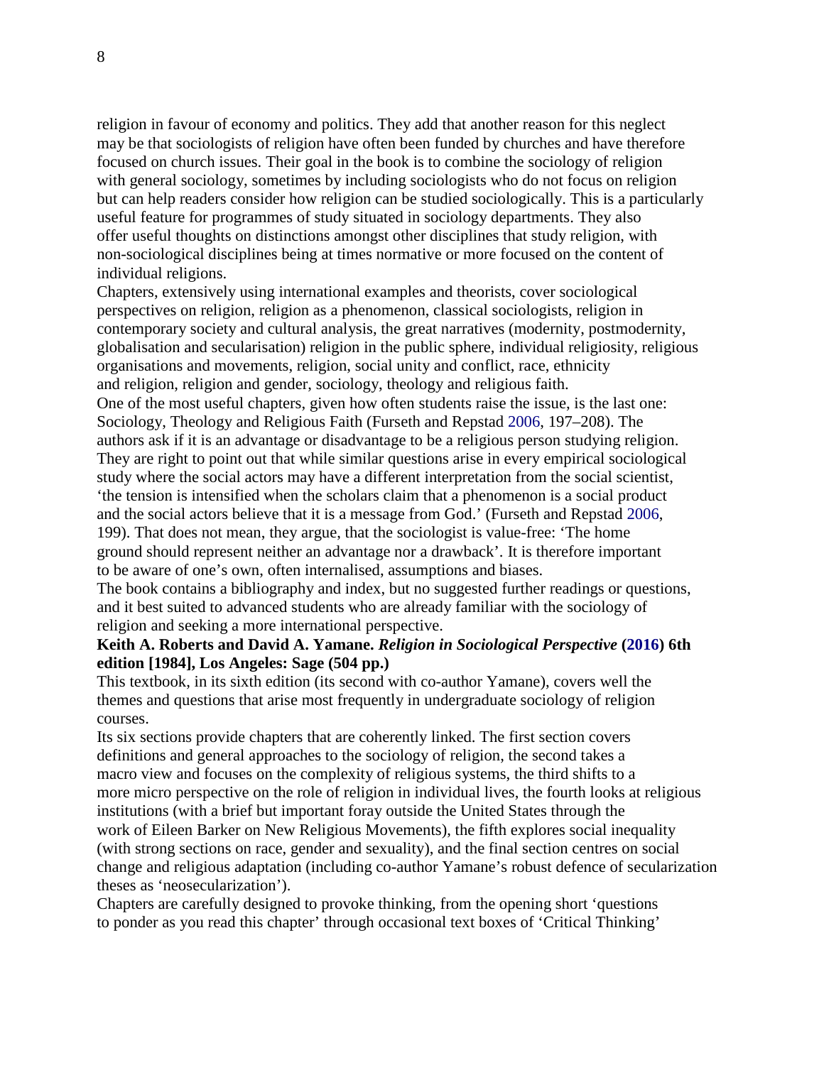religion in favour of economy and politics. They add that another reason for this neglect may be that sociologists of religion have often been funded by churches and have therefore focused on church issues. Their goal in the book is to combine the sociology of religion with general sociology, sometimes by including sociologists who do not focus on religion but can help readers consider how religion can be studied sociologically. This is a particularly useful feature for programmes of study situated in sociology departments. They also offer useful thoughts on distinctions amongst other disciplines that study religion, with non-sociological disciplines being at times normative or more focused on the content of individual religions.

Chapters, extensively using international examples and theorists, cover sociological perspectives on religion, religion as a phenomenon, classical sociologists, religion in contemporary society and cultural analysis, the great narratives (modernity, postmodernity, globalisation and secularisation) religion in the public sphere, individual religiosity, religious organisations and movements, religion, social unity and conflict, race, ethnicity and religion, religion and gender, sociology, theology and religious faith.

One of the most useful chapters, given how often students raise the issue, is the last one: Sociology, Theology and Religious Faith (Furseth and Repstad 2006, 197–208). The authors ask if it is an advantage or disadvantage to be a religious person studying religion. They are right to point out that while similar questions arise in every empirical sociological study where the social actors may have a different interpretation from the social scientist, 'the tension is intensified when the scholars claim that a phenomenon is a social product and the social actors believe that it is a message from God.' (Furseth and Repstad 2006, 199). That does not mean, they argue, that the sociologist is value-free: 'The home ground should represent neither an advantage nor a drawback'. It is therefore important to be aware of one's own, often internalised, assumptions and biases.

The book contains a bibliography and index, but no suggested further readings or questions, and it best suited to advanced students who are already familiar with the sociology of religion and seeking a more international perspective.

**Keith A. Roberts and David A. Yamane. *Religion in Sociological Perspective* (2016) 6th edition [1984], Los Angeles: Sage (504 pp.)**

This textbook, in its sixth edition (its second with co-author Yamane), covers well the themes and questions that arise most frequently in undergraduate sociology of religion courses.

Its six sections provide chapters that are coherently linked. The first section covers definitions and general approaches to the sociology of religion, the second takes a macro view and focuses on the complexity of religious systems, the third shifts to a more micro perspective on the role of religion in individual lives, the fourth looks at religious institutions (with a brief but important foray outside the United States through the work of Eileen Barker on New Religious Movements), the fifth explores social inequality (with strong sections on race, gender and sexuality), and the final section centres on social change and religious adaptation (including co-author Yamane's robust defence of secularization theses as 'neosecularization').

Chapters are carefully designed to provoke thinking, from the opening short 'questions to ponder as you read this chapter' through occasional text boxes of 'Critical Thinking'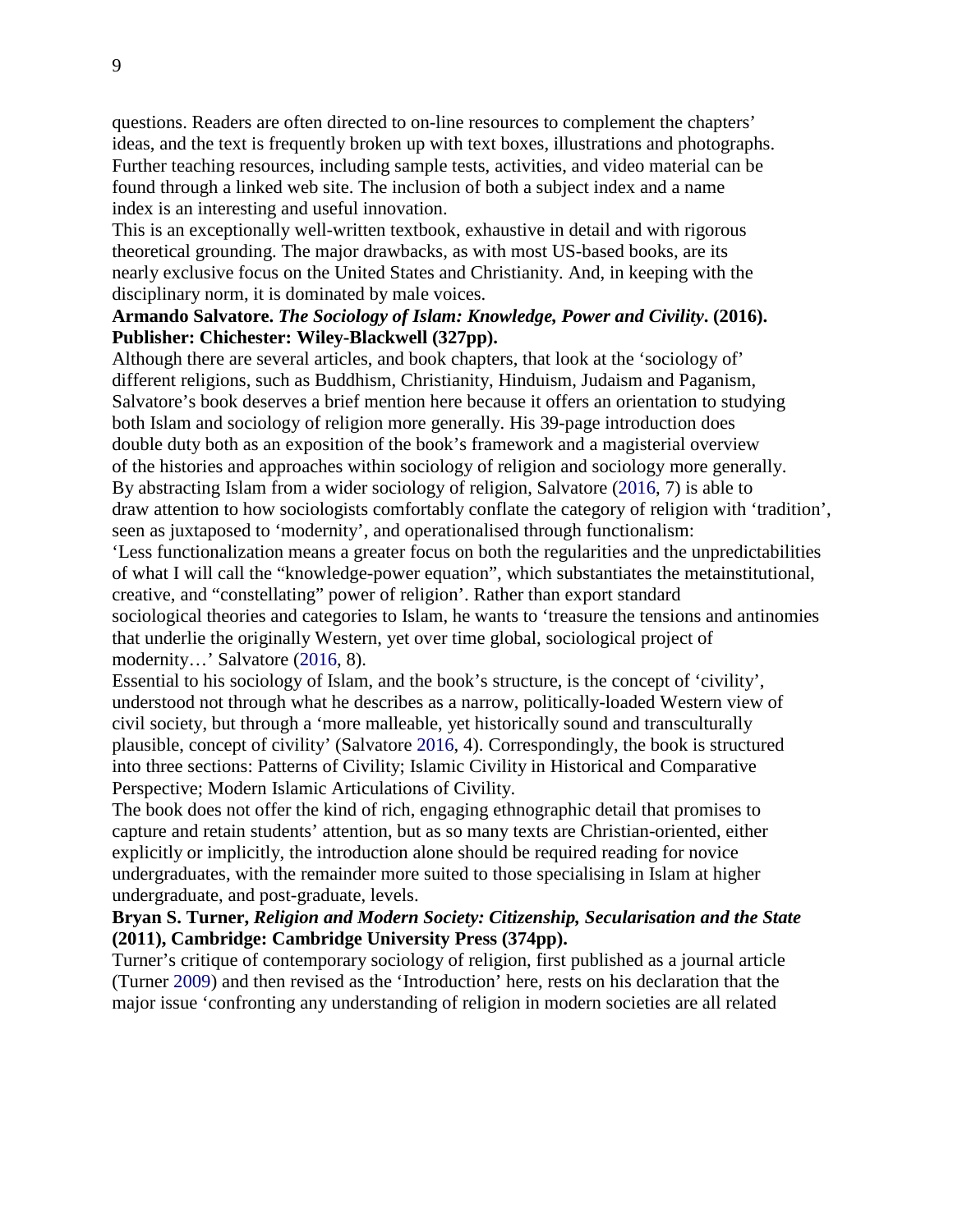questions. Readers are often directed to on-line resources to complement the chapters' ideas, and the text is frequently broken up with text boxes, illustrations and photographs. Further teaching resources, including sample tests, activities, and video material can be found through a linked web site. The inclusion of both a subject index and a name index is an interesting and useful innovation.

This is an exceptionally well-written textbook, exhaustive in detail and with rigorous theoretical grounding. The major drawbacks, as with most US-based books, are its nearly exclusive focus on the United States and Christianity. And, in keeping with the disciplinary norm, it is dominated by male voices.

**Armando Salvatore. *The Sociology of Islam: Knowledge, Power and Civility*. (2016). Publisher: Chichester: Wiley-Blackwell (327pp).**

Although there are several articles, and book chapters, that look at the 'sociology of' different religions, such as Buddhism, Christianity, Hinduism, Judaism and Paganism, Salvatore's book deserves a brief mention here because it offers an orientation to studying both Islam and sociology of religion more generally. His 39-page introduction does double duty both as an exposition of the book's framework and a magisterial overview of the histories and approaches within sociology of religion and sociology more generally. By abstracting Islam from a wider sociology of religion, Salvatore (2016, 7) is able to draw attention to how sociologists comfortably conflate the category of religion with 'tradition', seen as juxtaposed to 'modernity', and operationalised through functionalism:

'Less functionalization means a greater focus on both the regularities and the unpredictabilities of what I will call the "knowledge-power equation", which substantiates the metainstitutional, creative, and "constellating" power of religion'. Rather than export standard sociological theories and categories to Islam, he wants to 'treasure the tensions and antinomies that underlie the originally Western, yet over time global, sociological project of modernity…' Salvatore (2016, 8).

Essential to his sociology of Islam, and the book's structure, is the concept of 'civility', understood not through what he describes as a narrow, politically-loaded Western view of civil society, but through a 'more malleable, yet historically sound and transculturally plausible, concept of civility' (Salvatore 2016, 4). Correspondingly, the book is structured into three sections: Patterns of Civility; Islamic Civility in Historical and Comparative Perspective; Modern Islamic Articulations of Civility.

The book does not offer the kind of rich, engaging ethnographic detail that promises to capture and retain students' attention, but as so many texts are Christian-oriented, either explicitly or implicitly, the introduction alone should be required reading for novice undergraduates, with the remainder more suited to those specialising in Islam at higher undergraduate, and post-graduate, levels.

**Bryan S. Turner, *Religion and Modern Society: Citizenship, Secularisation and the State* (2011), Cambridge: Cambridge University Press (374pp).**

Turner's critique of contemporary sociology of religion, first published as a journal article (Turner 2009) and then revised as the 'Introduction' here, rests on his declaration that the major issue 'confronting any understanding of religion in modern societies are all related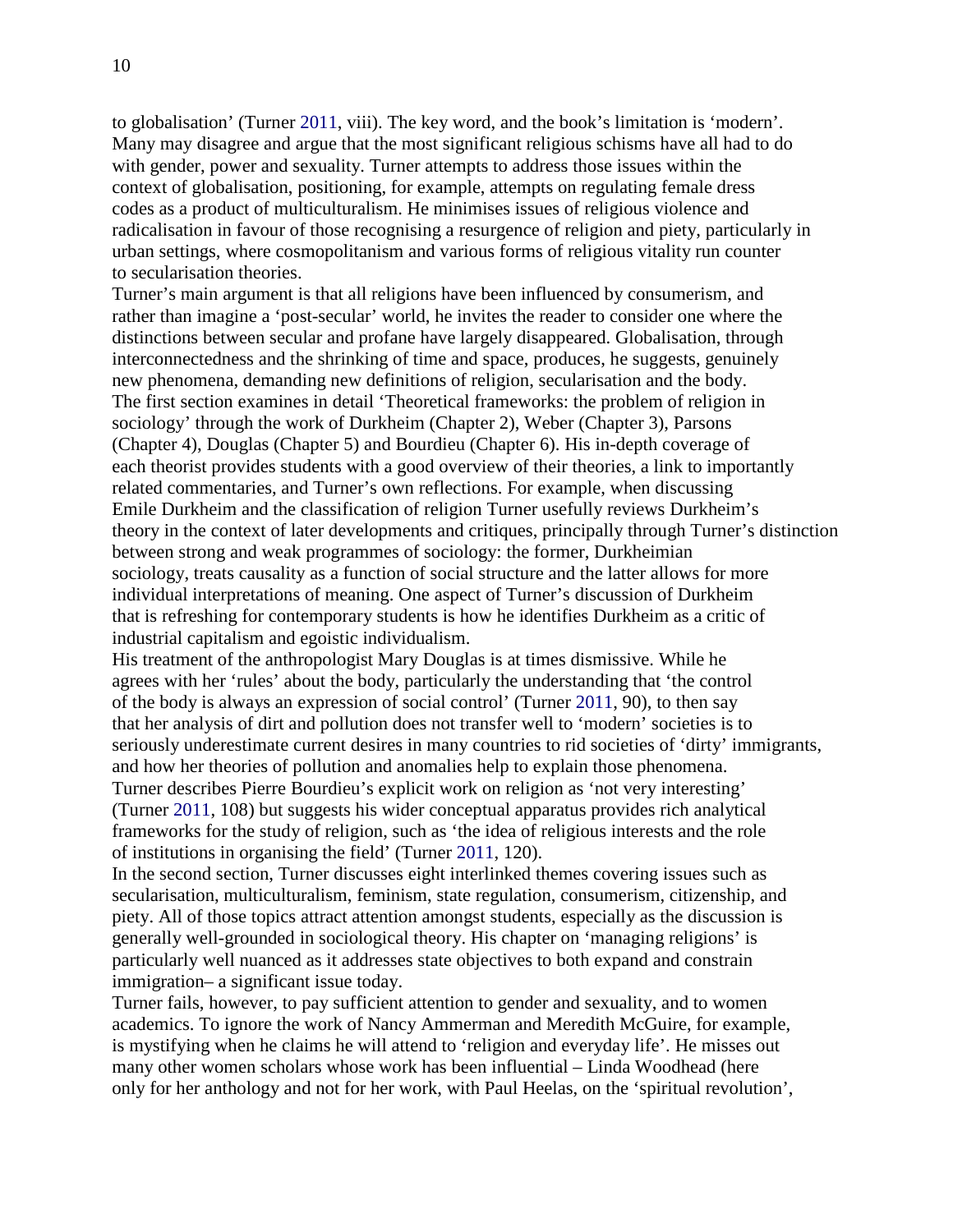to globalisation' (Turner 2011, viii). The key word, and the book's limitation is 'modern'. Many may disagree and argue that the most significant religious schisms have all had to do with gender, power and sexuality. Turner attempts to address those issues within the context of globalisation, positioning, for example, attempts on regulating female dress codes as a product of multiculturalism. He minimises issues of religious violence and radicalisation in favour of those recognising a resurgence of religion and piety, particularly in urban settings, where cosmopolitanism and various forms of religious vitality run counter to secularisation theories.

Turner's main argument is that all religions have been influenced by consumerism, and rather than imagine a 'post-secular' world, he invites the reader to consider one where the distinctions between secular and profane have largely disappeared. Globalisation, through interconnectedness and the shrinking of time and space, produces, he suggests, genuinely new phenomena, demanding new definitions of religion, secularisation and the body.

The first section examines in detail 'Theoretical frameworks: the problem of religion in sociology' through the work of Durkheim (Chapter 2), Weber (Chapter 3), Parsons (Chapter 4), Douglas (Chapter 5) and Bourdieu (Chapter 6). His in-depth coverage of each theorist provides students with a good overview of their theories, a link to importantly related commentaries, and Turner's own reflections. For example, when discussing Emile Durkheim and the classification of religion Turner usefully reviews Durkheim's theory in the context of later developments and critiques, principally through Turner's distinction between strong and weak programmes of sociology: the former, Durkheimian sociology, treats causality as a function of social structure and the latter allows for more individual interpretations of meaning. One aspect of Turner's discussion of Durkheim that is refreshing for contemporary students is how he identifies Durkheim as a critic of industrial capitalism and egoistic individualism.

His treatment of the anthropologist Mary Douglas is at times dismissive. While he agrees with her 'rules' about the body, particularly the understanding that 'the control of the body is always an expression of social control' (Turner 2011, 90), to then say that her analysis of dirt and pollution does not transfer well to 'modern' societies is to seriously underestimate current desires in many countries to rid societies of 'dirty' immigrants, and how her theories of pollution and anomalies help to explain those phenomena.

Turner describes Pierre Bourdieu's explicit work on religion as 'not very interesting' (Turner 2011, 108) but suggests his wider conceptual apparatus provides rich analytical frameworks for the study of religion, such as 'the idea of religious interests and the role of institutions in organising the field' (Turner 2011, 120).

In the second section, Turner discusses eight interlinked themes covering issues such as secularisation, multiculturalism, feminism, state regulation, consumerism, citizenship, and piety. All of those topics attract attention amongst students, especially as the discussion is generally well-grounded in sociological theory. His chapter on 'managing religions' is particularly well nuanced as it addresses state objectives to both expand and constrain immigration– a significant issue today.

Turner fails, however, to pay sufficient attention to gender and sexuality, and to women academics. To ignore the work of Nancy Ammerman and Meredith McGuire, for example, is mystifying when he claims he will attend to 'religion and everyday life'. He misses out many other women scholars whose work has been influential – Linda Woodhead (here only for her anthology and not for her work, with Paul Heelas, on the 'spiritual revolution',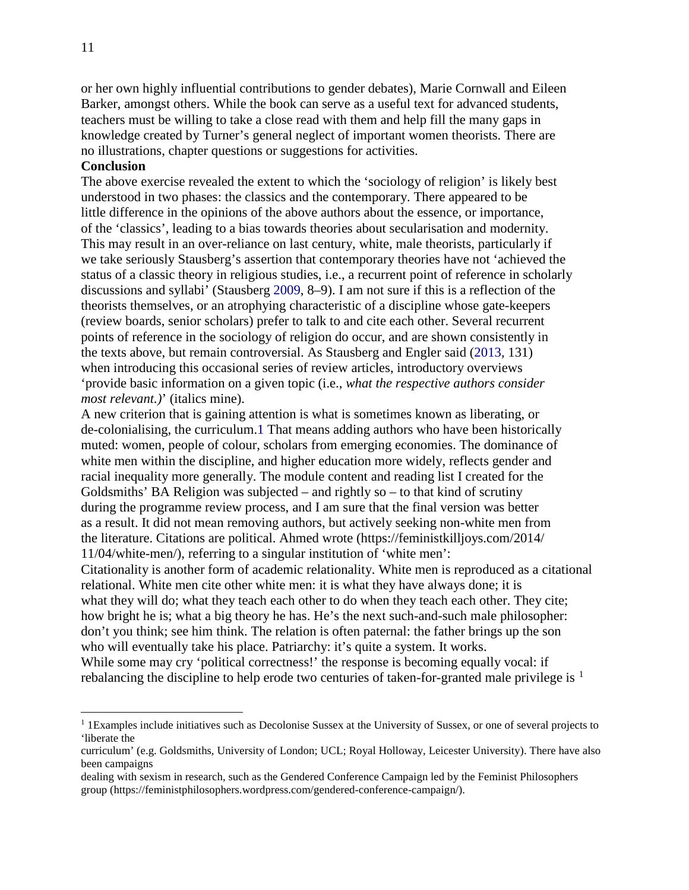or her own highly influential contributions to gender debates), Marie Cornwall and Eileen Barker, amongst others. While the book can serve as a useful text for advanced students, teachers must be willing to take a close read with them and help fill the many gaps in knowledge created by Turner's general neglect of important women theorists. There are no illustrations, chapter questions or suggestions for activities.

**Conclusion**

The above exercise revealed the extent to which the 'sociology of religion' is likely best understood in two phases: the classics and the contemporary. There appeared to be little difference in the opinions of the above authors about the essence, or importance, of the 'classics', leading to a bias towards theories about secularisation and modernity. This may result in an over-reliance on last century, white, male theorists, particularly if we take seriously Stausberg's assertion that contemporary theories have not 'achieved the status of a classic theory in religious studies, i.e., a recurrent point of reference in scholarly discussions and syllabi' (Stausberg 2009, 8–9). I am not sure if this is a reflection of the theorists themselves, or an atrophying characteristic of a discipline whose gate-keepers (review boards, senior scholars) prefer to talk to and cite each other. Several recurrent points of reference in the sociology of religion do occur, and are shown consistently in the texts above, but remain controversial. As Stausberg and Engler said (2013, 131) when introducing this occasional series of review articles, introductory overviews 'provide basic information on a given topic (i.e., *what the respective authors consider most relevant.)*' (italics mine).

A new criterion that is gaining attention is what is sometimes known as liberating, or de-colonialising, the curriculum.[1] That means adding authors who have been historically muted: women, people of colour, scholars from emerging economies. The dominance of white men within the discipline, and higher education more widely, reflects gender and racial inequality more generally. The module content and reading list I created for the Goldsmiths' BA Religion was subjected – and rightly so – to that kind of scrutiny during the programme review process, and I am sure that the final version was better as a result. It did not mean removing authors, but actively seeking non-white men from the literature. Citations are political. Ahmed wrote (https://feministkilljoys.com/2014/11/04/white-men/), referring to a singular institution of 'white men':

Citationality is another form of academic relationality. White men is reproduced as a citational relational. White men cite other white men: it is what they have always done; it is what they will do; what they teach each other to do when they teach each other. They cite; how bright he is; what a big theory he has. He's the next such-and-such male philosopher: don't you think; see him think. The relation is often paternal: the father brings up the son who will eventually take his place. Patriarchy: it's quite a system. It works.

While some may cry 'political correctness!' the response is becoming equally vocal: if rebalancing the discipline to help erode two centuries of taken-for-granted male privilege is [1]

---

[1] 1Examples include initiatives such as Decolonise Sussex at the University of Sussex, or one of several projects to 'liberate the curriculum' (e.g. Goldsmiths, University of London; UCL; Royal Holloway, Leicester University). There have also been campaigns dealing with sexism in research, such as the Gendered Conference Campaign led by the Feminist Philosophers group (https://feministphilosophers.wordpress.com/gendered-conference-campaign/).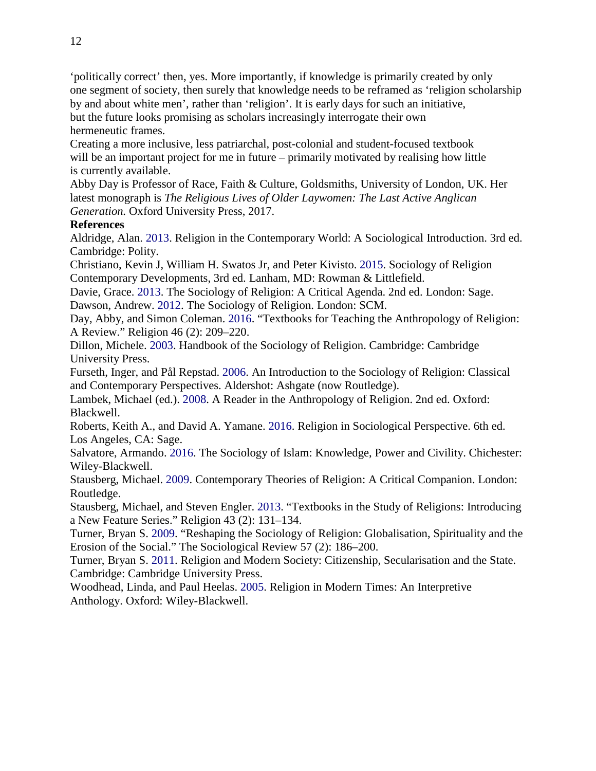'politically correct' then, yes. More importantly, if knowledge is primarily created by only one segment of society, then surely that knowledge needs to be reframed as 'religion scholarship by and about white men', rather than 'religion'. It is early days for such an initiative, but the future looks promising as scholars increasingly interrogate their own hermeneutic frames.

Creating a more inclusive, less patriarchal, post-colonial and student-focused textbook will be an important project for me in future – primarily motivated by realising how little is currently available.

Abby Day is Professor of Race, Faith & Culture, Goldsmiths, University of London, UK. Her latest monograph is *The Religious Lives of Older Laywomen: The Last Active Anglican Generation.* Oxford University Press, 2017.

**References**

Aldridge, Alan. 2013. Religion in the Contemporary World: A Sociological Introduction. 3rd ed. Cambridge: Polity.

Christiano, Kevin J, William H. Swatos Jr, and Peter Kivisto. 2015. Sociology of Religion Contemporary Developments, 3rd ed. Lanham, MD: Rowman & Littlefield.

Davie, Grace. 2013. The Sociology of Religion: A Critical Agenda. 2nd ed. London: Sage.

Dawson, Andrew. 2012. The Sociology of Religion. London: SCM.

Day, Abby, and Simon Coleman. 2016. "Textbooks for Teaching the Anthropology of Religion: A Review." Religion 46 (2): 209–220.

Dillon, Michele. 2003. Handbook of the Sociology of Religion. Cambridge: Cambridge University Press.

Furseth, Inger, and Pål Repstad. 2006. An Introduction to the Sociology of Religion: Classical and Contemporary Perspectives. Aldershot: Ashgate (now Routledge).

Lambek, Michael (ed.). 2008. A Reader in the Anthropology of Religion. 2nd ed. Oxford: Blackwell.

Roberts, Keith A., and David A. Yamane. 2016. Religion in Sociological Perspective. 6th ed. Los Angeles, CA: Sage.

Salvatore, Armando. 2016. The Sociology of Islam: Knowledge, Power and Civility. Chichester: Wiley-Blackwell.

Stausberg, Michael. 2009. Contemporary Theories of Religion: A Critical Companion. London: Routledge.

Stausberg, Michael, and Steven Engler. 2013. "Textbooks in the Study of Religions: Introducing a New Feature Series." Religion 43 (2): 131–134.

Turner, Bryan S. 2009. "Reshaping the Sociology of Religion: Globalisation, Spirituality and the Erosion of the Social." The Sociological Review 57 (2): 186–200.

Turner, Bryan S. 2011. Religion and Modern Society: Citizenship, Secularisation and the State. Cambridge: Cambridge University Press.

Woodhead, Linda, and Paul Heelas. 2005. Religion in Modern Times: An Interpretive Anthology. Oxford: Wiley-Blackwell.